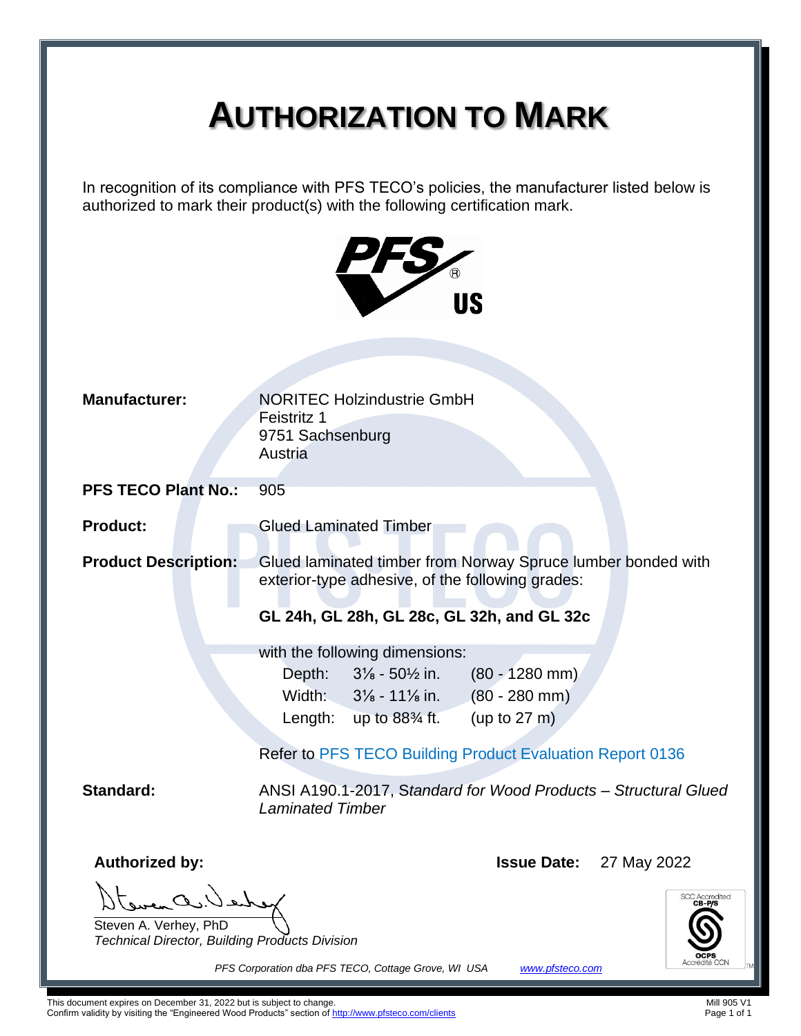# AUTHORIZATION TO MARK

In recognition of its compliance with PFS TECO's policies, the manufacturer listed below is authorized to mark their product(s) with the following certification mark.

**Manufacturer:** NORITEC Holzindustrie GmbH
Feistritz 1
9751 Sachsenburg
Austria

**PFS TECO Plant No.:** 905

**Product:** Glued Laminated Timber

**Product Description:** Glued laminated timber from Norway Spruce lumber bonded with exterior-type adhesive, of the following grades:

**GL 24h, GL 28h, GL 28c, GL 32h, and GL 32c**

with the following dimensions:

| | | |
|---|---|---|
| Depth: | 3⅛ - 50½ in. | (80 - 1280 mm) |
| Width: | 3⅛ - 11⅛ in. | (80 - 280 mm) |
| Length: | up to 88¾ ft. | (up to 27 m) |

Refer to PFS TECO Building Product Evaluation Report 0136

**Standard:** ANSI A190.1-2017, *Standard for Wood Products – Structural Glued Laminated Timber*

**Authorized by:**

Steven A. Verhey, PhD
*Technical Director, Building Products Division*

**Issue Date:** 27 May 2022

SCC Accredited CB-P/S
OCPS Accrédité CCN

*PFS Corporation dba PFS TECO, Cottage Grove, WI USA* *www.pfsteco.com*

This document expires on December 31, 2022 but is subject to change.
Confirm validity by visiting the "Engineered Wood Products" section of http://www.pfsteco.com/clients

Mill 905 V1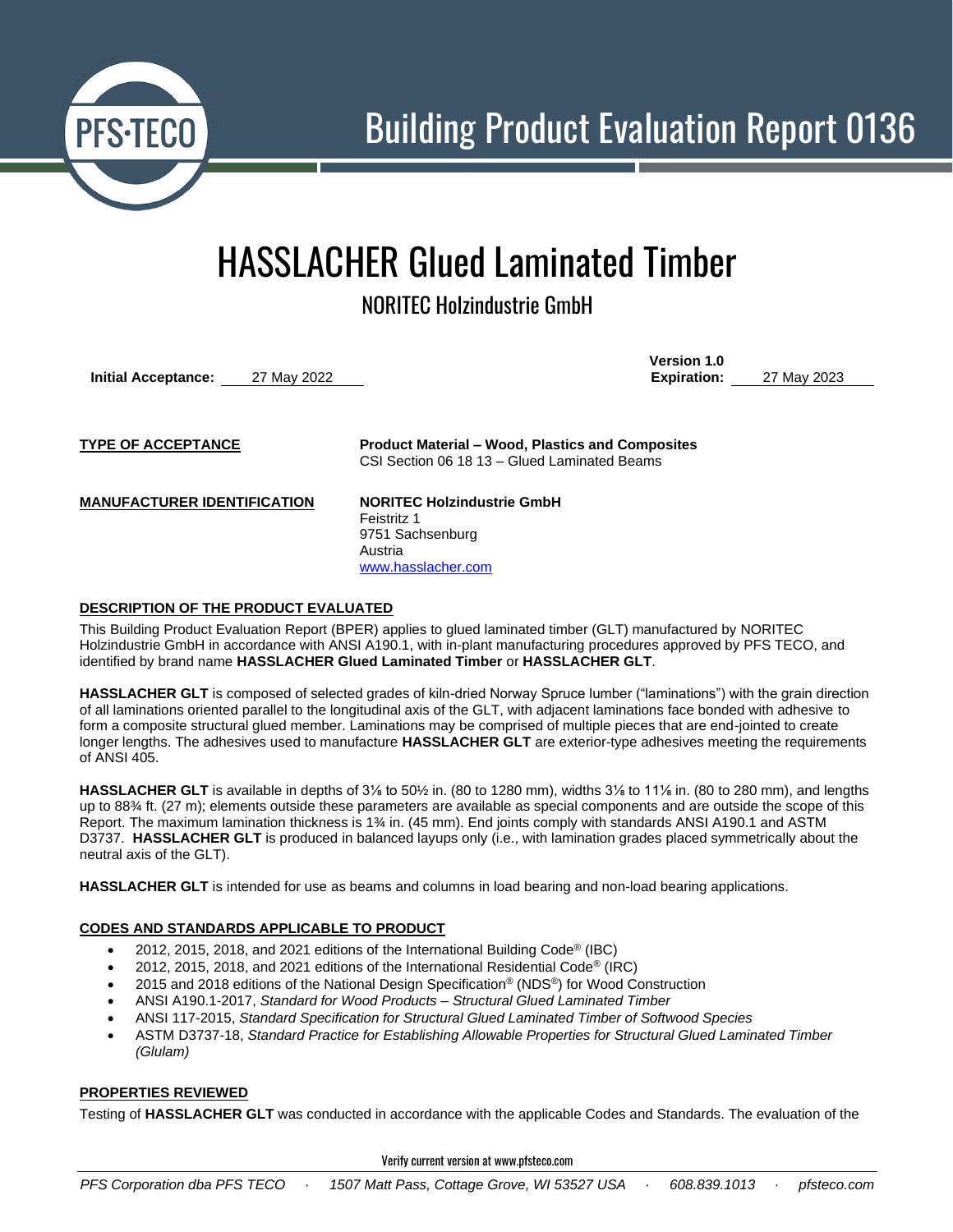# Building Product Evaluation Report 0136

# HASSLACHER Glued Laminated Timber

## NORITEC Holzindustrie GmbH

**Initial Acceptance:** 27 May 2022

**Version 1.0**
**Expiration:** 27 May 2023

**TYPE OF ACCEPTANCE**

**Product Material – Wood, Plastics and Composites**
CSI Section 06 18 13 – Glued Laminated Beams

**MANUFACTURER IDENTIFICATION**

**NORITEC Holzindustrie GmbH**
Feistritz 1
9751 Sachsenburg
Austria
www.hasslacher.com

**DESCRIPTION OF THE PRODUCT EVALUATED**

This Building Product Evaluation Report (BPER) applies to glued laminated timber (GLT) manufactured by NORITEC Holzindustrie GmbH in accordance with ANSI A190.1, with in-plant manufacturing procedures approved by PFS TECO, and identified by brand name **HASSLACHER Glued Laminated Timber** or **HASSLACHER GLT**.

**HASSLACHER GLT** is composed of selected grades of kiln-dried Norway Spruce lumber ("laminations") with the grain direction of all laminations oriented parallel to the longitudinal axis of the GLT, with adjacent laminations face bonded with adhesive to form a composite structural glued member. Laminations may be comprised of multiple pieces that are end-jointed to create longer lengths. The adhesives used to manufacture **HASSLACHER GLT** are exterior-type adhesives meeting the requirements of ANSI 405.

**HASSLACHER GLT** is available in depths of 3⅛ to 50½ in. (80 to 1280 mm), widths 3⅛ to 11⅛ in. (80 to 280 mm), and lengths up to 88¾ ft. (27 m); elements outside these parameters are available as special components and are outside the scope of this Report. The maximum lamination thickness is 1¾ in. (45 mm). End joints comply with standards ANSI A190.1 and ASTM D3737. **HASSLACHER GLT** is produced in balanced layups only (i.e., with lamination grades placed symmetrically about the neutral axis of the GLT).

**HASSLACHER GLT** is intended for use as beams and columns in load bearing and non-load bearing applications.

**CODES AND STANDARDS APPLICABLE TO PRODUCT**

- 2012, 2015, 2018, and 2021 editions of the International Building Code® (IBC)
- 2012, 2015, 2018, and 2021 editions of the International Residential Code® (IRC)
- 2015 and 2018 editions of the National Design Specification® (NDS®) for Wood Construction
- ANSI A190.1-2017, *Standard for Wood Products – Structural Glued Laminated Timber*
- ANSI 117-2015, *Standard Specification for Structural Glued Laminated Timber of Softwood Species*
- ASTM D3737-18, *Standard Practice for Establishing Allowable Properties for Structural Glued Laminated Timber (Glulam)*

**PROPERTIES REVIEWED**

Testing of **HASSLACHER GLT** was conducted in accordance with the applicable Codes and Standards. The evaluation of the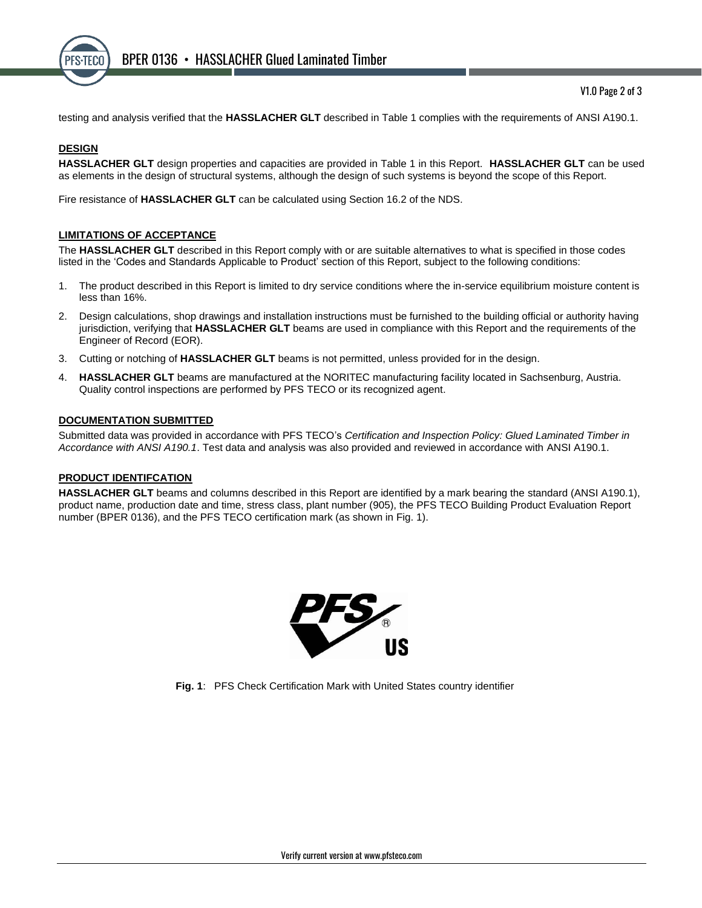testing and analysis verified that the **HASSLACHER GLT** described in Table 1 complies with the requirements of ANSI A190.1.

## DESIGN

**HASSLACHER GLT** design properties and capacities are provided in Table 1 in this Report. **HASSLACHER GLT** can be used as elements in the design of structural systems, although the design of such systems is beyond the scope of this Report.

Fire resistance of **HASSLACHER GLT** can be calculated using Section 16.2 of the NDS.

## LIMITATIONS OF ACCEPTANCE

The **HASSLACHER GLT** described in this Report comply with or are suitable alternatives to what is specified in those codes listed in the 'Codes and Standards Applicable to Product' section of this Report, subject to the following conditions:

1. The product described in this Report is limited to dry service conditions where the in-service equilibrium moisture content is less than 16%.
2. Design calculations, shop drawings and installation instructions must be furnished to the building official or authority having jurisdiction, verifying that **HASSLACHER GLT** beams are used in compliance with this Report and the requirements of the Engineer of Record (EOR).
3. Cutting or notching of **HASSLACHER GLT** beams is not permitted, unless provided for in the design.
4. **HASSLACHER GLT** beams are manufactured at the NORITEC manufacturing facility located in Sachsenburg, Austria. Quality control inspections are performed by PFS TECO or its recognized agent.

## DOCUMENTATION SUBMITTED

Submitted data was provided in accordance with PFS TECO's *Certification and Inspection Policy: Glued Laminated Timber in Accordance with ANSI A190.1*. Test data and analysis was also provided and reviewed in accordance with ANSI A190.1.

## PRODUCT IDENTIFCATION

**HASSLACHER GLT** beams and columns described in this Report are identified by a mark bearing the standard (ANSI A190.1), product name, production date and time, stress class, plant number (905), the PFS TECO Building Product Evaluation Report number (BPER 0136), and the PFS TECO certification mark (as shown in Fig. 1).

PFS® US

**Fig. 1**: PFS Check Certification Mark with United States country identifier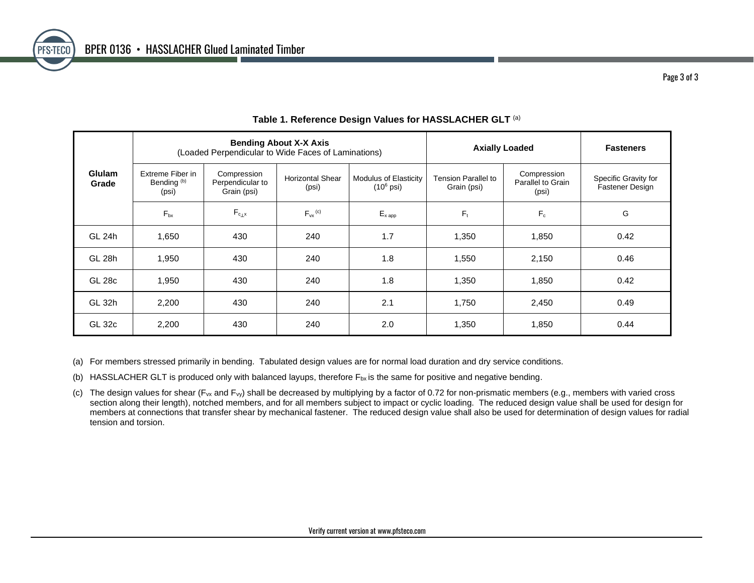**Table 1. Reference Design Values for HASSLACHER GLT** [(a)]

| Glulam Grade | Bending About X-X Axis (Loaded Perpendicular to Wide Faces of Laminations) | | | | Axially Loaded | | Fasteners |
|---|---|---|---|---|---|---|---|
| | Extreme Fiber in Bending [(b)] (psi) | Compression Perpendicular to Grain (psi) | Horizontal Shear (psi) | Modulus of Elasticity ($10^6$ psi) | Tension Parallel to Grain (psi) | Compression Parallel to Grain (psi) | Specific Gravity for Fastener Design |
| | $F_{bx}$ | $F_{c\perp x}$ | $F_{vx}$ [(c)] | $E_{x\ app}$ | $F_t$ | $F_c$ | G |
| GL 24h | 1,650 | 430 | 240 | 1.7 | 1,350 | 1,850 | 0.42 |
| GL 28h | 1,950 | 430 | 240 | 1.8 | 1,550 | 2,150 | 0.46 |
| GL 28c | 1,950 | 430 | 240 | 1.8 | 1,350 | 1,850 | 0.42 |
| GL 32h | 2,200 | 430 | 240 | 2.1 | 1,750 | 2,450 | 0.49 |
| GL 32c | 2,200 | 430 | 240 | 2.0 | 1,350 | 1,850 | 0.44 |

(a) For members stressed primarily in bending. Tabulated design values are for normal load duration and dry service conditions.

(b) HASSLACHER GLT is produced only with balanced layups, therefore $F_{bx}$ is the same for positive and negative bending.

(c) The design values for shear ($F_{vx}$ and $F_{vy}$) shall be decreased by multiplying by a factor of 0.72 for non-prismatic members (e.g., members with varied cross section along their length), notched members, and for all members subject to impact or cyclic loading. The reduced design value shall be used for design for members at connections that transfer shear by mechanical fastener. The reduced design value shall also be used for determination of design values for radial tension and torsion.